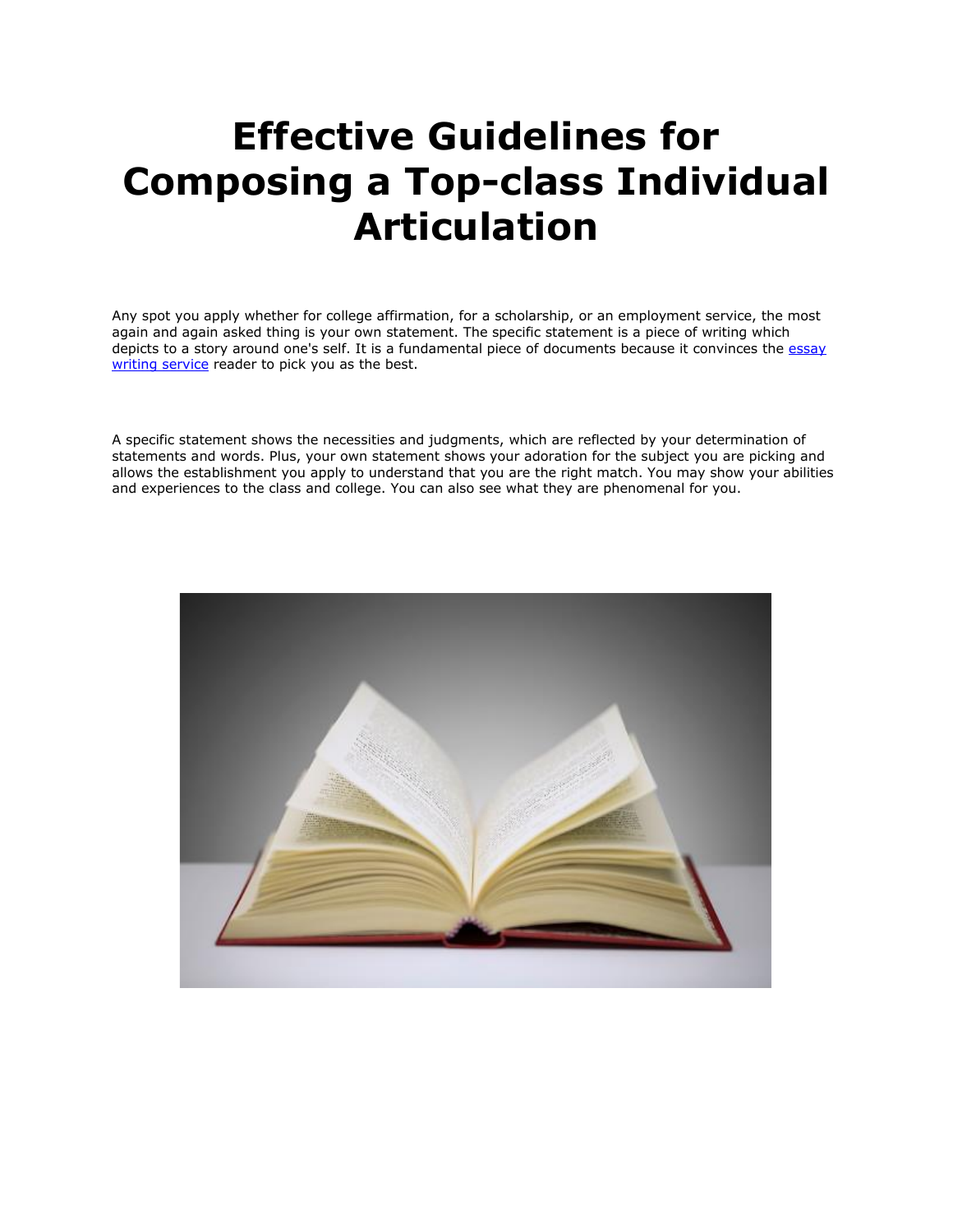# Effective Guidelines for Composing a Top-class Individual Articulation

Any spot you apply whether for college affirmation, for a scholarship, or an employment service, the most again and again asked thing is your own statement. The specific statement is a piece of writing which depicts to a story around one's self. It is a fundamental piece of documents because it convinces the [essay writing service](essay writing service) reader to pick you as the best.

A specific statement shows the necessities and judgments, which are reflected by your determination of statements and words. Plus, your own statement shows your adoration for the subject you are picking and allows the establishment you apply to understand that you are the right match. You may show your abilities and experiences to the class and college. You can also see what they are phenomenal for you.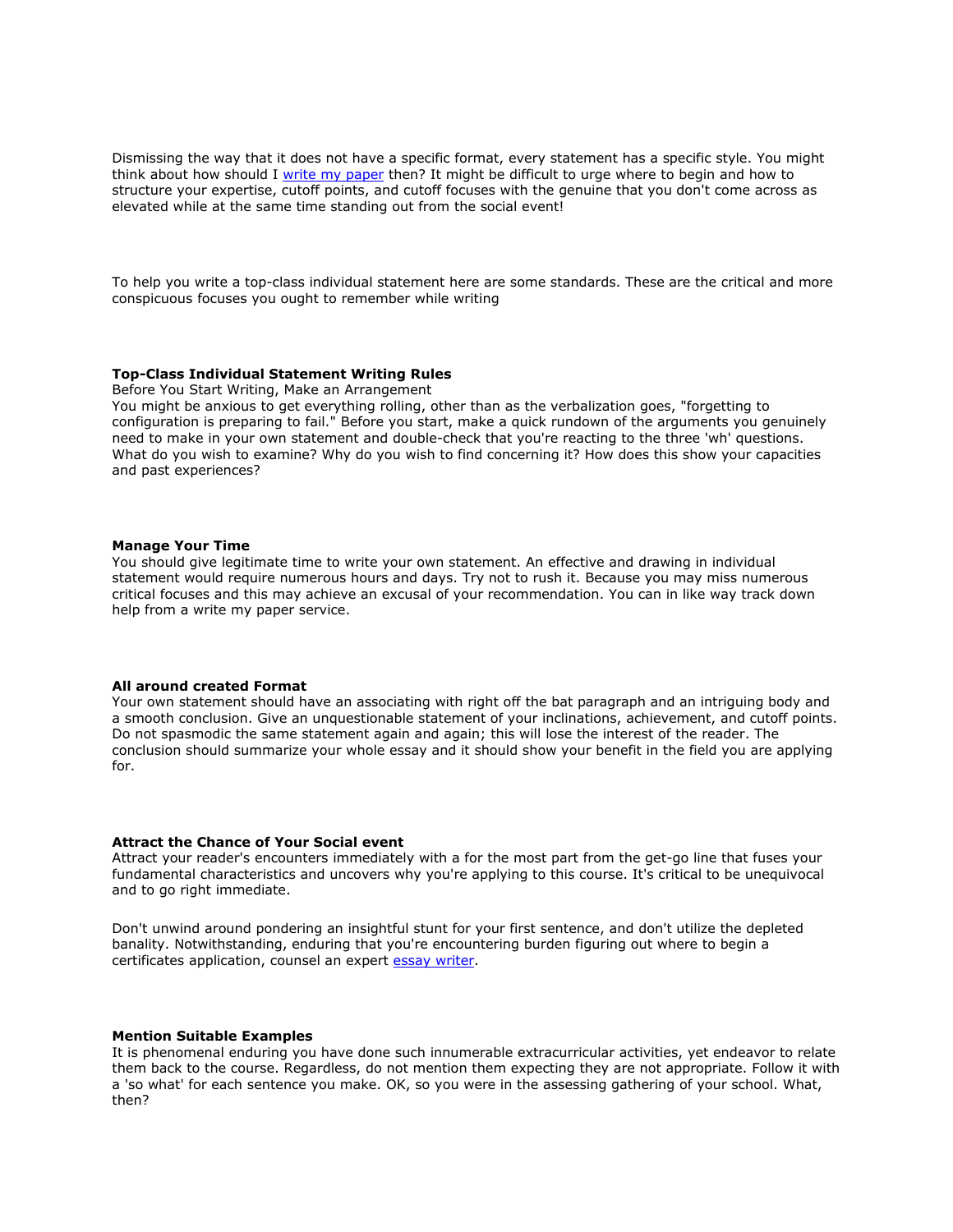Dismissing the way that it does not have a specific format, every statement has a specific style. You might think about how should I [write my paper]() then? It might be difficult to urge where to begin and how to structure your expertise, cutoff points, and cutoff focuses with the genuine that you don't come across as elevated while at the same time standing out from the social event!

To help you write a top-class individual statement here are some standards. These are the critical and more conspicuous focuses you ought to remember while writing

**Top-Class Individual Statement Writing Rules**
Before You Start Writing, Make an Arrangement
You might be anxious to get everything rolling, other than as the verbalization goes, "forgetting to configuration is preparing to fail." Before you start, make a quick rundown of the arguments you genuinely need to make in your own statement and double-check that you're reacting to the three 'wh' questions. What do you wish to examine? Why do you wish to find concerning it? How does this show your capacities and past experiences?

**Manage Your Time**
You should give legitimate time to write your own statement. An effective and drawing in individual statement would require numerous hours and days. Try not to rush it. Because you may miss numerous critical focuses and this may achieve an excusal of your recommendation. You can in like way track down help from a write my paper service.

**All around created Format**
Your own statement should have an associating with right off the bat paragraph and an intriguing body and a smooth conclusion. Give an unquestionable statement of your inclinations, achievement, and cutoff points. Do not spasmodic the same statement again and again; this will lose the interest of the reader. The conclusion should summarize your whole essay and it should show your benefit in the field you are applying for.

**Attract the Chance of Your Social event**
Attract your reader's encounters immediately with a for the most part from the get-go line that fuses your fundamental characteristics and uncovers why you're applying to this course. It's critical to be unequivocal and to go right immediate.

Don't unwind around pondering an insightful stunt for your first sentence, and don't utilize the depleted banality. Notwithstanding, enduring that you're encountering burden figuring out where to begin a certificates application, counsel an expert [essay writer]().

**Mention Suitable Examples**
It is phenomenal enduring you have done such innumerable extracurricular activities, yet endeavor to relate them back to the course. Regardless, do not mention them expecting they are not appropriate. Follow it with a 'so what' for each sentence you make. OK, so you were in the assessing gathering of your school. What, then?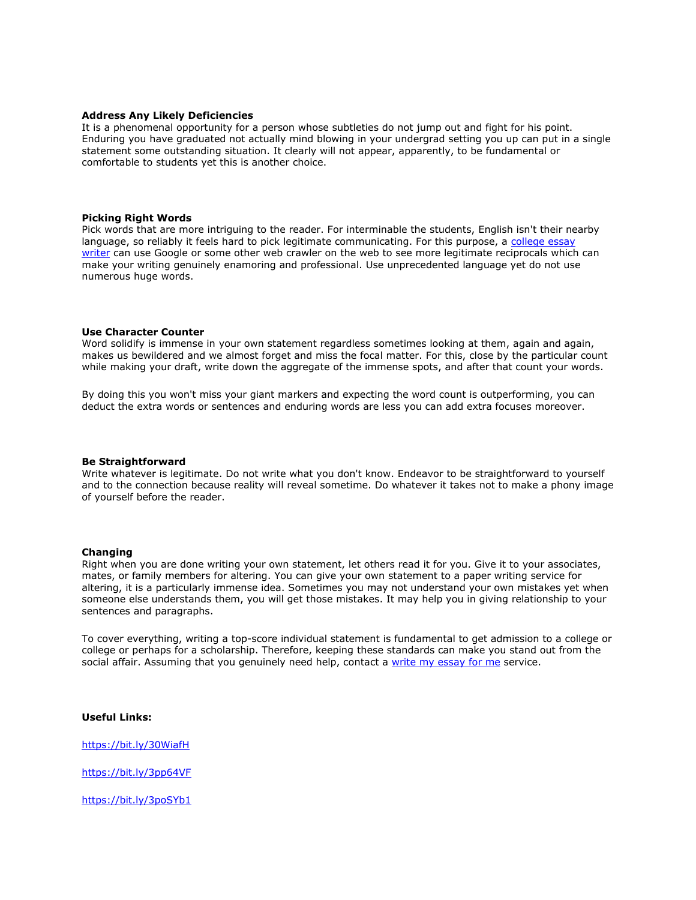**Address Any Likely Deficiencies**
It is a phenomenal opportunity for a person whose subtleties do not jump out and fight for his point. Enduring you have graduated not actually mind blowing in your undergrad setting you up can put in a single statement some outstanding situation. It clearly will not appear, apparently, to be fundamental or comfortable to students yet this is another choice.

**Picking Right Words**
Pick words that are more intriguing to the reader. For interminable the students, English isn't their nearby language, so reliably it feels hard to pick legitimate communicating. For this purpose, a [college essay writer](#) can use Google or some other web crawler on the web to see more legitimate reciprocals which can make your writing genuinely enamoring and professional. Use unprecedented language yet do not use numerous huge words.

**Use Character Counter**
Word solidify is immense in your own statement regardless sometimes looking at them, again and again, makes us bewildered and we almost forget and miss the focal matter. For this, close by the particular count while making your draft, write down the aggregate of the immense spots, and after that count your words.

By doing this you won't miss your giant markers and expecting the word count is outperforming, you can deduct the extra words or sentences and enduring words are less you can add extra focuses moreover.

**Be Straightforward**
Write whatever is legitimate. Do not write what you don't know. Endeavor to be straightforward to yourself and to the connection because reality will reveal sometime. Do whatever it takes not to make a phony image of yourself before the reader.

**Changing**
Right when you are done writing your own statement, let others read it for you. Give it to your associates, mates, or family members for altering. You can give your own statement to a paper writing service for altering, it is a particularly immense idea. Sometimes you may not understand your own mistakes yet when someone else understands them, you will get those mistakes. It may help you in giving relationship to your sentences and paragraphs.

To cover everything, writing a top-score individual statement is fundamental to get admission to a college or college or perhaps for a scholarship. Therefore, keeping these standards can make you stand out from the social affair. Assuming that you genuinely need help, contact a [write my essay for me](#) service.

**Useful Links:**

https://bit.ly/30WiafH

https://bit.ly/3pp64VF

https://bit.ly/3poSYb1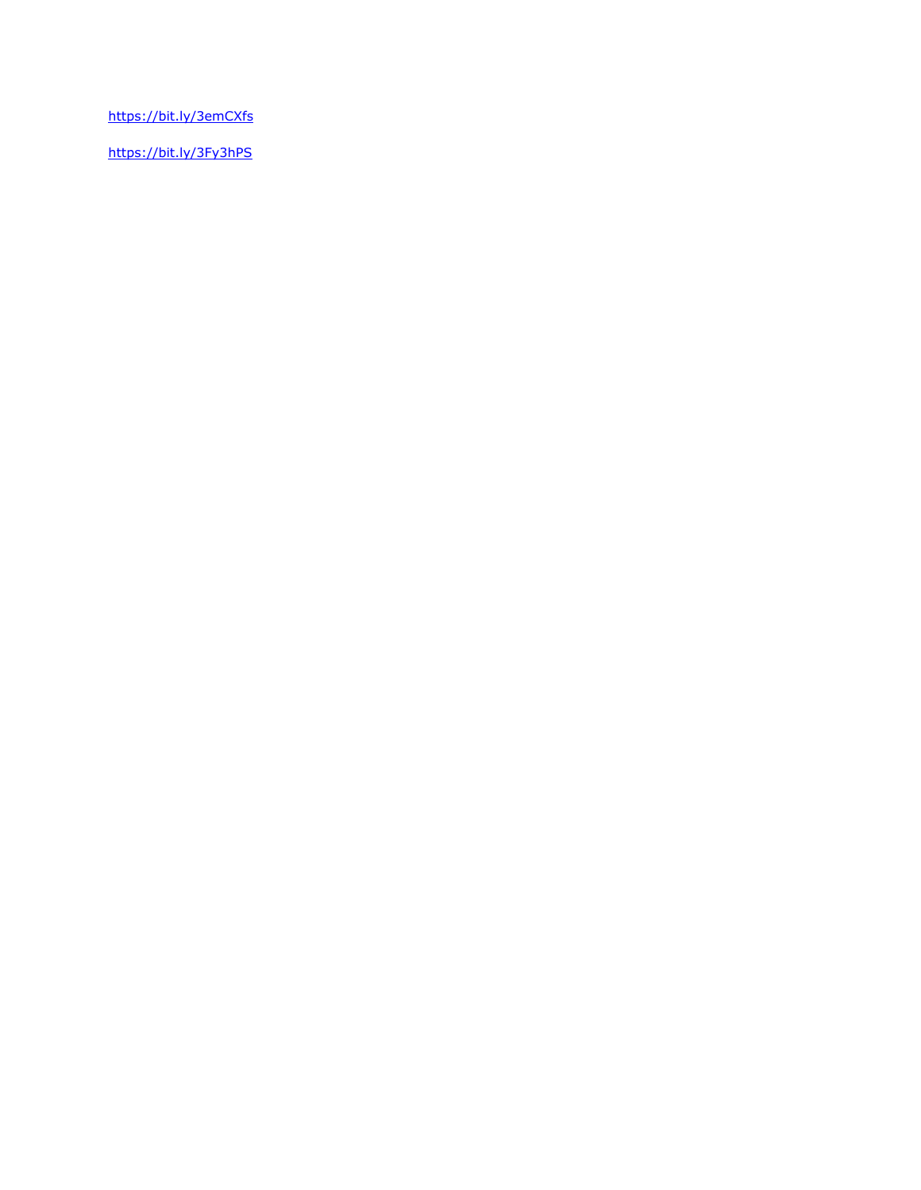https://bit.ly/3emCXfs

https://bit.ly/3Fy3hPS